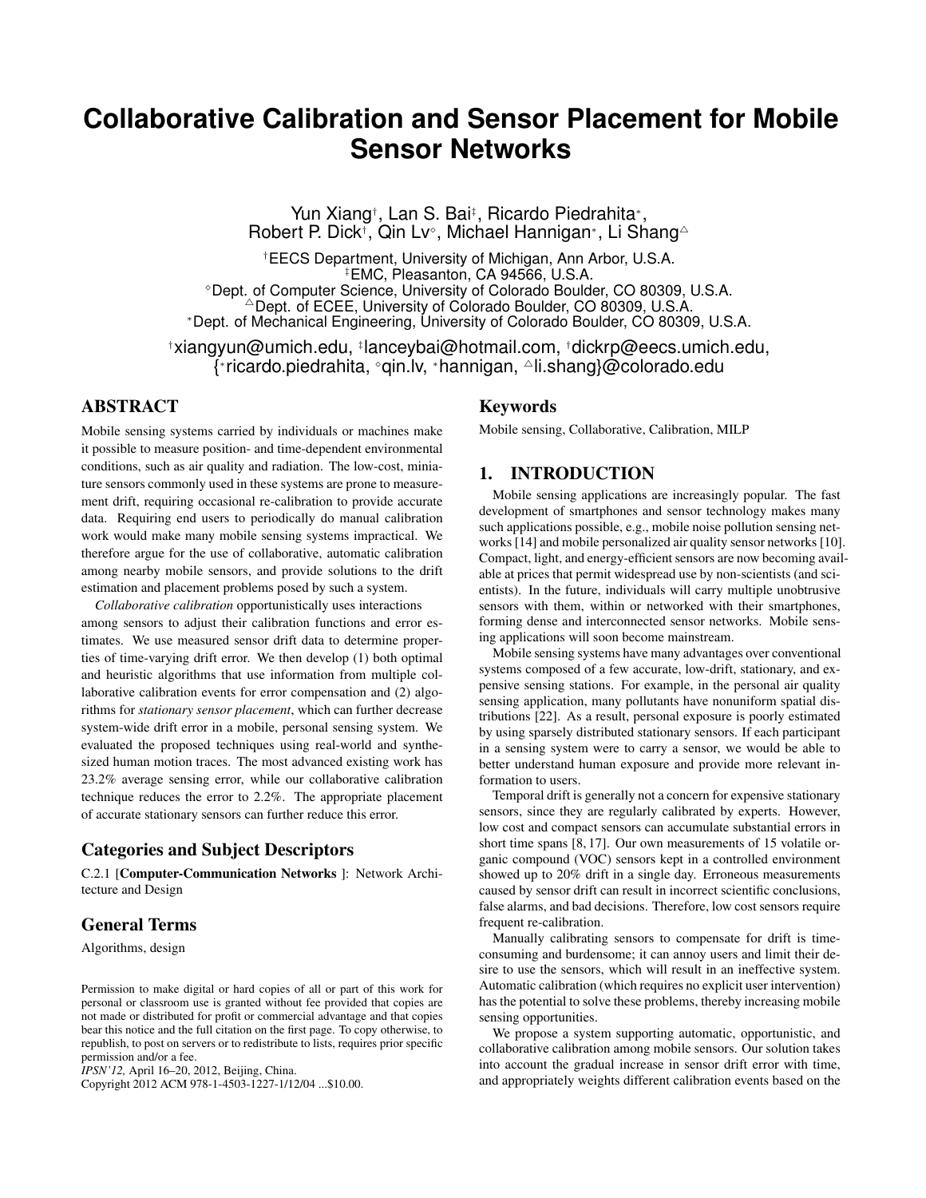# Collaborative Calibration and Sensor Placement for Mobile Sensor Networks

Yun Xiang[†], Lan S. Bai[‡], Ricardo Piedrahita[*], Robert P. Dick[†], Qin Lv[◇], Michael Hannigan[*], Li Shang[△]

[†]EECS Department, University of Michigan, Ann Arbor, U.S.A.
[‡]EMC, Pleasanton, CA 94566, U.S.A.
[◇]Dept. of Computer Science, University of Colorado Boulder, CO 80309, U.S.A.
[△]Dept. of ECEE, University of Colorado Boulder, CO 80309, U.S.A.
[*]Dept. of Mechanical Engineering, University of Colorado Boulder, CO 80309, U.S.A.

[†]xiangyun@umich.edu, [‡]lanceybai@hotmail.com, [†]dickrp@eecs.umich.edu, {[*]ricardo.piedrahita, [◇]qin.lv, [*]hannigan, [△]li.shang}@colorado.edu

## ABSTRACT

Mobile sensing systems carried by individuals or machines make it possible to measure position- and time-dependent environmental conditions, such as air quality and radiation. The low-cost, miniature sensors commonly used in these systems are prone to measurement drift, requiring occasional re-calibration to provide accurate data. Requiring end users to periodically do manual calibration work would make many mobile sensing systems impractical. We therefore argue for the use of collaborative, automatic calibration among nearby mobile sensors, and provide solutions to the drift estimation and placement problems posed by such a system.

*Collaborative calibration* opportunistically uses interactions among sensors to adjust their calibration functions and error estimates. We use measured sensor drift data to determine properties of time-varying drift error. We then develop (1) both optimal and heuristic algorithms that use information from multiple collaborative calibration events for error compensation and (2) algorithms for *stationary sensor placement*, which can further decrease system-wide drift error in a mobile, personal sensing system. We evaluated the proposed techniques using real-world and synthesized human motion traces. The most advanced existing work has 23.2% average sensing error, while our collaborative calibration technique reduces the error to 2.2%. The appropriate placement of accurate stationary sensors can further reduce this error.

## Categories and Subject Descriptors

C.2.1 [**Computer-Communication Networks** ]: Network Architecture and Design

## General Terms

Algorithms, design

Permission to make digital or hard copies of all or part of this work for personal or classroom use is granted without fee provided that copies are not made or distributed for profit or commercial advantage and that copies bear this notice and the full citation on the first page. To copy otherwise, to republish, to post on servers or to redistribute to lists, requires prior specific permission and/or a fee.
*IPSN'12,* April 16–20, 2012, Beijing, China.
Copyright 2012 ACM 978-1-4503-1227-1/12/04 ...$10.00.

## Keywords

Mobile sensing, Collaborative, Calibration, MILP

## 1. INTRODUCTION

Mobile sensing applications are increasingly popular. The fast development of smartphones and sensor technology makes many such applications possible, e.g., mobile noise pollution sensing networks [14] and mobile personalized air quality sensor networks [10]. Compact, light, and energy-efficient sensors are now becoming available at prices that permit widespread use by non-scientists (and scientists). In the future, individuals will carry multiple unobtrusive sensors with them, within or networked with their smartphones, forming dense and interconnected sensor networks. Mobile sensing applications will soon become mainstream.

Mobile sensing systems have many advantages over conventional systems composed of a few accurate, low-drift, stationary, and expensive sensing stations. For example, in the personal air quality sensing application, many pollutants have nonuniform spatial distributions [22]. As a result, personal exposure is poorly estimated by using sparsely distributed stationary sensors. If each participant in a sensing system were to carry a sensor, we would be able to better understand human exposure and provide more relevant information to users.

Temporal drift is generally not a concern for expensive stationary sensors, since they are regularly calibrated by experts. However, low cost and compact sensors can accumulate substantial errors in short time spans [8, 17]. Our own measurements of 15 volatile organic compound (VOC) sensors kept in a controlled environment showed up to 20% drift in a single day. Erroneous measurements caused by sensor drift can result in incorrect scientific conclusions, false alarms, and bad decisions. Therefore, low cost sensors require frequent re-calibration.

Manually calibrating sensors to compensate for drift is time-consuming and burdensome; it can annoy users and limit their desire to use the sensors, which will result in an ineffective system. Automatic calibration (which requires no explicit user intervention) has the potential to solve these problems, thereby increasing mobile sensing opportunities.

We propose a system supporting automatic, opportunistic, and collaborative calibration among mobile sensors. Our solution takes into account the gradual increase in sensor drift error with time, and appropriately weights different calibration events based on the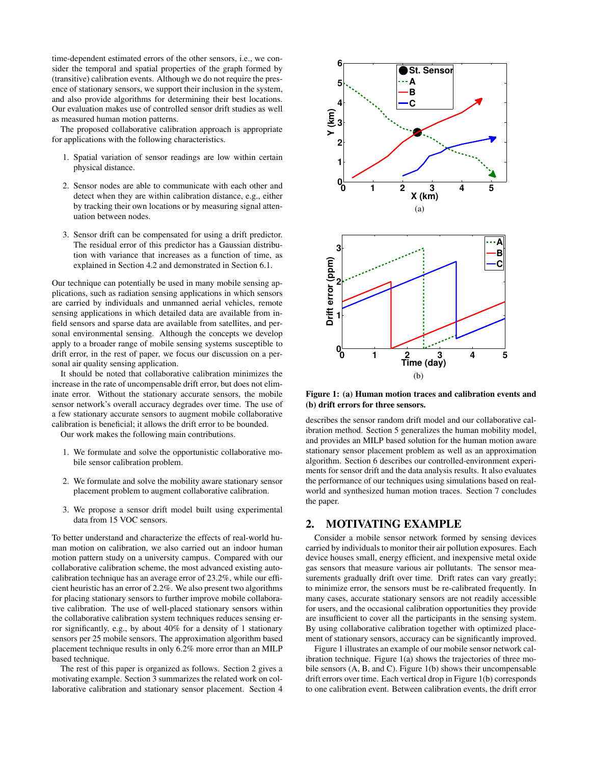time-dependent estimated errors of the other sensors, i.e., we consider the temporal and spatial properties of the graph formed by (transitive) calibration events. Although we do not require the presence of stationary sensors, we support their inclusion in the system, and also provide algorithms for determining their best locations. Our evaluation makes use of controlled sensor drift studies as well as measured human motion patterns.

The proposed collaborative calibration approach is appropriate for applications with the following characteristics.

1. Spatial variation of sensor readings are low within certain physical distance.

2. Sensor nodes are able to communicate with each other and detect when they are within calibration distance, e.g., either by tracking their own locations or by measuring signal attenuation between nodes.

3. Sensor drift can be compensated for using a drift predictor. The residual error of this predictor has a Gaussian distribution with variance that increases as a function of time, as explained in Section 4.2 and demonstrated in Section 6.1.

Our technique can potentially be used in many mobile sensing applications, such as radiation sensing applications in which sensors are carried by individuals and unmanned aerial vehicles, remote sensing applications in which detailed data are available from in-field sensors and sparse data are available from satellites, and personal environmental sensing. Although the concepts we develop apply to a broader range of mobile sensing systems susceptible to drift error, in the rest of paper, we focus our discussion on a personal air quality sensing application.

It should be noted that collaborative calibration minimizes the increase in the rate of uncompensable drift error, but does not eliminate error. Without the stationary accurate sensors, the mobile sensor network's overall accuracy degrades over time. The use of a few stationary accurate sensors to augment mobile collaborative calibration is beneficial; it allows the drift error to be bounded.

Our work makes the following main contributions.

1. We formulate and solve the opportunistic collaborative mobile sensor calibration problem.

2. We formulate and solve the mobility aware stationary sensor placement problem to augment collaborative calibration.

3. We propose a sensor drift model built using experimental data from 15 VOC sensors.

To better understand and characterize the effects of real-world human motion on calibration, we also carried out an indoor human motion pattern study on a university campus. Compared with our collaborative calibration scheme, the most advanced existing auto-calibration technique has an average error of 23.2%, while our efficient heuristic has an error of 2.2%. We also present two algorithms for placing stationary sensors to further improve mobile collaborative calibration. The use of well-placed stationary sensors within the collaborative calibration system techniques reduces sensing error significantly, e.g., by about 40% for a density of 1 stationary sensors per 25 mobile sensors. The approximation algorithm based placement technique results in only 6.2% more error than an MILP based technique.

The rest of this paper is organized as follows. Section 2 gives a motivating example. Section 3 summarizes the related work on collaborative calibration and stationary sensor placement. Section 4 describes the sensor random drift model and our collaborative calibration method. Section 5 generalizes the human mobility model, and provides an MILP based solution for the human motion aware stationary sensor placement problem as well as an approximation algorithm. Section 6 describes our controlled-environment experiments for sensor drift and the data analysis results. It also evaluates the performance of our techniques using simulations based on real-world and synthesized human motion traces. Section 7 concludes the paper.

**Figure 1: (a) Human motion traces and calibration events and (b) drift errors for three sensors.**

## 2. MOTIVATING EXAMPLE

Consider a mobile sensor network formed by sensing devices carried by individuals to monitor their air pollution exposures. Each device houses small, energy efficient, and inexpensive metal oxide gas sensors that measure various air pollutants. The sensor measurements gradually drift over time. Drift rates can vary greatly; to minimize error, the sensors must be re-calibrated frequently. In many cases, accurate stationary sensors are not readily accessible for users, and the occasional calibration opportunities they provide are insufficient to cover all the participants in the sensing system. By using collaborative calibration together with optimized placement of stationary sensors, accuracy can be significantly improved.

Figure 1 illustrates an example of our mobile sensor network calibration technique. Figure 1(a) shows the trajectories of three mobile sensors (A, B, and C). Figure 1(b) shows their uncompensable drift errors over time. Each vertical drop in Figure 1(b) corresponds to one calibration event. Between calibration events, the drift error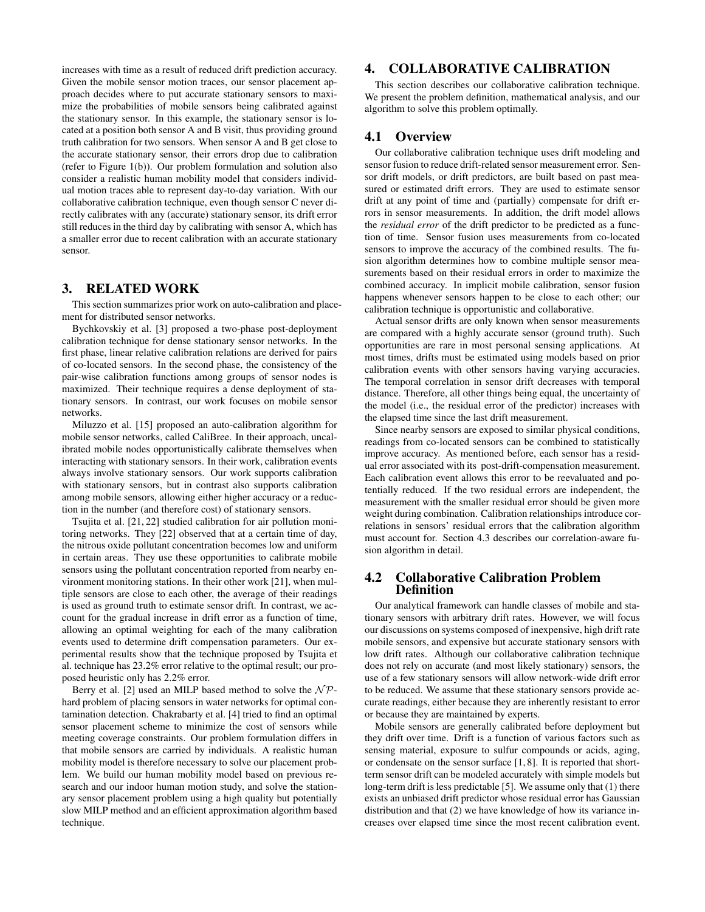increases with time as a result of reduced drift prediction accuracy. Given the mobile sensor motion traces, our sensor placement approach decides where to put accurate stationary sensors to maximize the probabilities of mobile sensors being calibrated against the stationary sensor. In this example, the stationary sensor is located at a position both sensor A and B visit, thus providing ground truth calibration for two sensors. When sensor A and B get close to the accurate stationary sensor, their errors drop due to calibration (refer to Figure 1(b)). Our problem formulation and solution also consider a realistic human mobility model that considers individual motion traces able to represent day-to-day variation. With our collaborative calibration technique, even though sensor C never directly calibrates with any (accurate) stationary sensor, its drift error still reduces in the third day by calibrating with sensor A, which has a smaller error due to recent calibration with an accurate stationary sensor.

## 3. RELATED WORK

This section summarizes prior work on auto-calibration and placement for distributed sensor networks.

Bychkovskiy et al. [3] proposed a two-phase post-deployment calibration technique for dense stationary sensor networks. In the first phase, linear relative calibration relations are derived for pairs of co-located sensors. In the second phase, the consistency of the pair-wise calibration functions among groups of sensor nodes is maximized. Their technique requires a dense deployment of stationary sensors. In contrast, our work focuses on mobile sensor networks.

Miluzzo et al. [15] proposed an auto-calibration algorithm for mobile sensor networks, called CaliBree. In their approach, uncalibrated mobile nodes opportunistically calibrate themselves when interacting with stationary sensors. In their work, calibration events always involve stationary sensors. Our work supports calibration with stationary sensors, but in contrast also supports calibration among mobile sensors, allowing either higher accuracy or a reduction in the number (and therefore cost) of stationary sensors.

Tsujita et al. [21, 22] studied calibration for air pollution monitoring networks. They [22] observed that at a certain time of day, the nitrous oxide pollutant concentration becomes low and uniform in certain areas. They use these opportunities to calibrate mobile sensors using the pollutant concentration reported from nearby environment monitoring stations. In their other work [21], when multiple sensors are close to each other, the average of their readings is used as ground truth to estimate sensor drift. In contrast, we account for the gradual increase in drift error as a function of time, allowing an optimal weighting for each of the many calibration events used to determine drift compensation parameters. Our experimental results show that the technique proposed by Tsujita et al. technique has 23.2% error relative to the optimal result; our proposed heuristic only has 2.2% error.

Berry et al. [2] used an MILP based method to solve the $\mathcal{NP}$-hard problem of placing sensors in water networks for optimal contamination detection. Chakrabarty et al. [4] tried to find an optimal sensor placement scheme to minimize the cost of sensors while meeting coverage constraints. Our problem formulation differs in that mobile sensors are carried by individuals. A realistic human mobility model is therefore necessary to solve our placement problem. We build our human mobility model based on previous research and our indoor human motion study, and solve the stationary sensor placement problem using a high quality but potentially slow MILP method and an efficient approximation algorithm based technique.

## 4. COLLABORATIVE CALIBRATION

This section describes our collaborative calibration technique. We present the problem definition, mathematical analysis, and our algorithm to solve this problem optimally.

### 4.1 Overview

Our collaborative calibration technique uses drift modeling and sensor fusion to reduce drift-related sensor measurement error. Sensor drift models, or drift predictors, are built based on past measured or estimated drift errors. They are used to estimate sensor drift at any point of time and (partially) compensate for drift errors in sensor measurements. In addition, the drift model allows the *residual error* of the drift predictor to be predicted as a function of time. Sensor fusion uses measurements from co-located sensors to improve the accuracy of the combined results. The fusion algorithm determines how to combine multiple sensor measurements based on their residual errors in order to maximize the combined accuracy. In implicit mobile calibration, sensor fusion happens whenever sensors happen to be close to each other; our calibration technique is opportunistic and collaborative.

Actual sensor drifts are only known when sensor measurements are compared with a highly accurate sensor (ground truth). Such opportunities are rare in most personal sensing applications. At most times, drifts must be estimated using models based on prior calibration events with other sensors having varying accuracies. The temporal correlation in sensor drift decreases with temporal distance. Therefore, all other things being equal, the uncertainty of the model (i.e., the residual error of the predictor) increases with the elapsed time since the last drift measurement.

Since nearby sensors are exposed to similar physical conditions, readings from co-located sensors can be combined to statistically improve accuracy. As mentioned before, each sensor has a residual error associated with its post-drift-compensation measurement. Each calibration event allows this error to be reevaluated and potentially reduced. If the two residual errors are independent, the measurement with the smaller residual error should be given more weight during combination. Calibration relationships introduce correlations in sensors' residual errors that the calibration algorithm must account for. Section 4.3 describes our correlation-aware fusion algorithm in detail.

### 4.2 Collaborative Calibration Problem Definition

Our analytical framework can handle classes of mobile and stationary sensors with arbitrary drift rates. However, we will focus our discussions on systems composed of inexpensive, high drift rate mobile sensors, and expensive but accurate stationary sensors with low drift rates. Although our collaborative calibration technique does not rely on accurate (and most likely stationary) sensors, the use of a few stationary sensors will allow network-wide drift error to be reduced. We assume that these stationary sensors provide accurate readings, either because they are inherently resistant to error or because they are maintained by experts.

Mobile sensors are generally calibrated before deployment but they drift over time. Drift is a function of various factors such as sensing material, exposure to sulfur compounds or acids, aging, or condensate on the sensor surface [1, 8]. It is reported that short-term sensor drift can be modeled accurately with simple models but long-term drift is less predictable [5]. We assume only that (1) there exists an unbiased drift predictor whose residual error has Gaussian distribution and that (2) we have knowledge of how its variance increases over elapsed time since the most recent calibration event.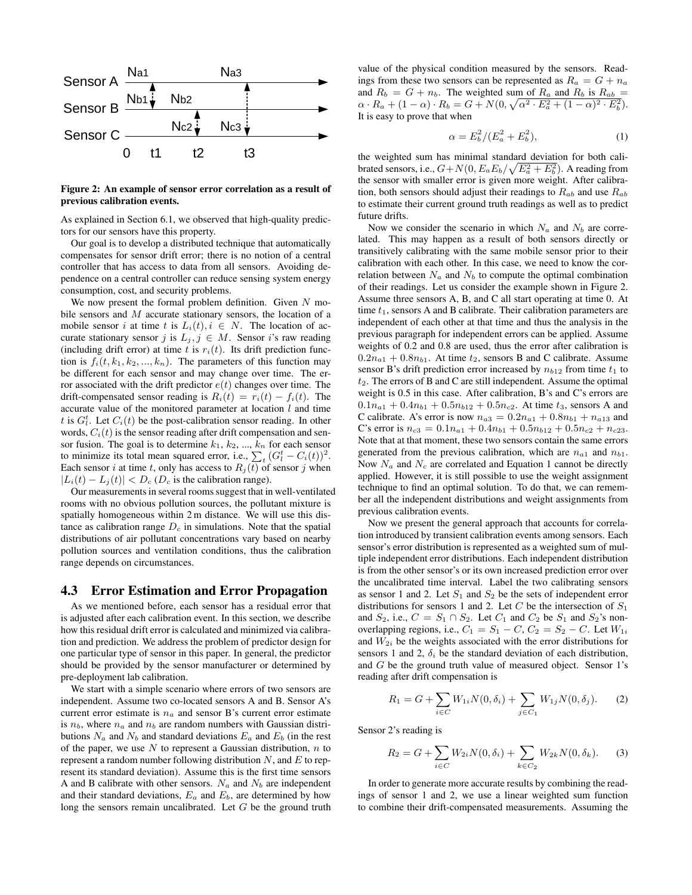**Figure 2: An example of sensor error correlation as a result of previous calibration events.**

As explained in Section 6.1, we observed that high-quality predictors for our sensors have this property.

Our goal is to develop a distributed technique that automatically compensates for sensor drift error; there is no notion of a central controller that has access to data from all sensors. Avoiding dependence on a central controller can reduce sensing system energy consumption, cost, and security problems.

We now present the formal problem definition. Given $N$ mobile sensors and $M$ accurate stationary sensors, the location of a mobile sensor $i$ at time $t$ is $L_i(t), i \in N$. The location of accurate stationary sensor $j$ is $L_j, j \in M$. Sensor $i$'s raw reading (including drift error) at time $t$ is $r_i(t)$. Its drift prediction function is $f_i(t, k_1, k_2, ..., k_n)$. The parameters of this function may be different for each sensor and may change over time. The error associated with the drift predictor $e(t)$ changes over time. The drift-compensated sensor reading is $R_i(t) = r_i(t) - f_i(t)$. The accurate value of the monitored parameter at location $l$ and time $t$ is $G_l^t$. Let $C_i(t)$ be the post-calibration sensor reading. In other words, $C_i(t)$ is the sensor reading after drift compensation and sensor fusion. The goal is to determine $k_1$, $k_2$, ..., $k_n$ for each sensor to minimize its total mean squared error, i.e., $\sum_t (G_l^t - C_i(t))^2$. Each sensor $i$ at time $t$, only has access to $R_j(t)$ of sensor $j$ when $|L_i(t) - L_j(t)| < D_c$ ($D_c$ is the calibration range).

Our measurements in several rooms suggest that in well-ventilated rooms with no obvious pollution sources, the pollutant mixture is spatially homogeneous within 2 m distance. We will use this distance as calibration range $D_c$ in simulations. Note that the spatial distributions of air pollutant concentrations vary based on nearby pollution sources and ventilation conditions, thus the calibration range depends on circumstances.

### 4.3 Error Estimation and Error Propagation

As we mentioned before, each sensor has a residual error that is adjusted after each calibration event. In this section, we describe how this residual drift error is calculated and minimized via calibration and prediction. We address the problem of predictor design for one particular type of sensor in this paper. In general, the predictor should be provided by the sensor manufacturer or determined by pre-deployment lab calibration.

We start with a simple scenario where errors of two sensors are independent. Assume two co-located sensors A and B. Sensor A's current error estimate is $n_a$ and sensor B's current error estimate is $n_b$, where $n_a$ and $n_b$ are random numbers with Gaussian distributions $N_a$ and $N_b$ and standard deviations $E_a$ and $E_b$ (in the rest of the paper, we use $N$ to represent a Gaussian distribution, $n$ to represent a random number following distribution $N$, and $E$ to represent its standard deviation). Assume this is the first time sensors A and B calibrate with other sensors. $N_a$ and $N_b$ are independent and their standard deviations, $E_a$ and $E_b$, are determined by how long the sensors remain uncalibrated. Let $G$ be the ground truth value of the physical condition measured by the sensors. Readings from these two sensors can be represented as $R_a = G + n_a$ and $R_b = G + n_b$. The weighted sum of $R_a$ and $R_b$ is $R_{ab} = \alpha \cdot R_a + (1-\alpha) \cdot R_b = G + N(0, \sqrt{\alpha^2 \cdot E_a^2 + (1-\alpha)^2 \cdot E_b^2})$. It is easy to prove that when

$$\alpha = E_b^2/(E_a^2 + E_b^2), \tag{1}$$

the weighted sum has minimal standard deviation for both calibrated sensors, i.e., $G + N(0, E_a E_b/\sqrt{E_a^2 + E_b^2})$. A reading from the sensor with smaller error is given more weight. After calibration, both sensors should adjust their readings to $R_{ab}$ and use $R_{ab}$ to estimate their current ground truth readings as well as to predict future drifts.

Now we consider the scenario in which $N_a$ and $N_b$ are correlated. This may happen as a result of both sensors directly or transitively calibrating with the same mobile sensor prior to their calibration with each other. In this case, we need to know the correlation between $N_a$ and $N_b$ to compute the optimal combination of their readings. Let us consider the example shown in Figure 2. Assume three sensors A, B, and C all start operating at time 0. At time $t_1$, sensors A and B calibrate. Their calibration parameters are independent of each other at that time and thus the analysis in the previous paragraph for independent errors can be applied. Assume weights of 0.2 and 0.8 are used, thus the error after calibration is $0.2n_{a1} + 0.8n_{b1}$. At time $t_2$, sensors B and C calibrate. Assume sensor B's drift prediction error increased by $n_{b12}$ from time $t_1$ to $t_2$. The errors of B and C are still independent. Assume the optimal weight is 0.5 in this case. After calibration, B's and C's errors are $0.1n_{a1} + 0.4n_{b1} + 0.5n_{b12} + 0.5n_{c2}$. At time $t_3$, sensors A and C calibrate. A's error is now $n_{a3} = 0.2n_{a1} + 0.8n_{b1} + n_{a13}$ and C's error is $n_{c3} = 0.1n_{a1} + 0.4n_{b1} + 0.5n_{b12} + 0.5n_{c2} + n_{c23}$. Note that at that moment, these two sensors contain the same errors generated from the previous calibration, which are $n_{a1}$ and $n_{b1}$. Now $N_a$ and $N_c$ are correlated and Equation 1 cannot be directly applied. However, it is still possible to use the weight assignment technique to find an optimal solution. To do that, we can remember all the independent distributions and weight assignments from previous calibration events.

Now we present the general approach that accounts for correlation introduced by transient calibration events among sensors. Each sensor's error distribution is represented as a weighted sum of multiple independent error distributions. Each independent distribution is from the other sensor's or its own increased prediction error over the uncalibrated time interval. Label the two calibrating sensors as sensor 1 and 2. Let $S_1$ and $S_2$ be the sets of independent error distributions for sensors 1 and 2. Let $C$ be the intersection of $S_1$ and $S_2$, i.e., $C = S_1 \cap S_2$. Let $C_1$ and $C_2$ be $S_1$ and $S_2$'s non-overlapping regions, i.e., $C_1 = S_1 - C$, $C_2 = S_2 - C$. Let $W_{1i}$ and $W_{2i}$ be the weights associated with the error distributions for sensors 1 and 2, $\delta_i$ be the standard deviation of each distribution, and $G$ be the ground truth value of measured object. Sensor 1's reading after drift compensation is

$$R_1 = G + \sum_{i \in C} W_{1i} N(0, \delta_i) + \sum_{j \in C_1} W_{1j} N(0, \delta_j). \tag{2}$$

Sensor 2's reading is

$$R_2 = G + \sum_{i \in C} W_{2i} N(0, \delta_i) + \sum_{k \in C_2} W_{2k} N(0, \delta_k). \tag{3}$$

In order to generate more accurate results by combining the readings of sensor 1 and 2, we use a linear weighted sum function to combine their drift-compensated measurements. Assuming the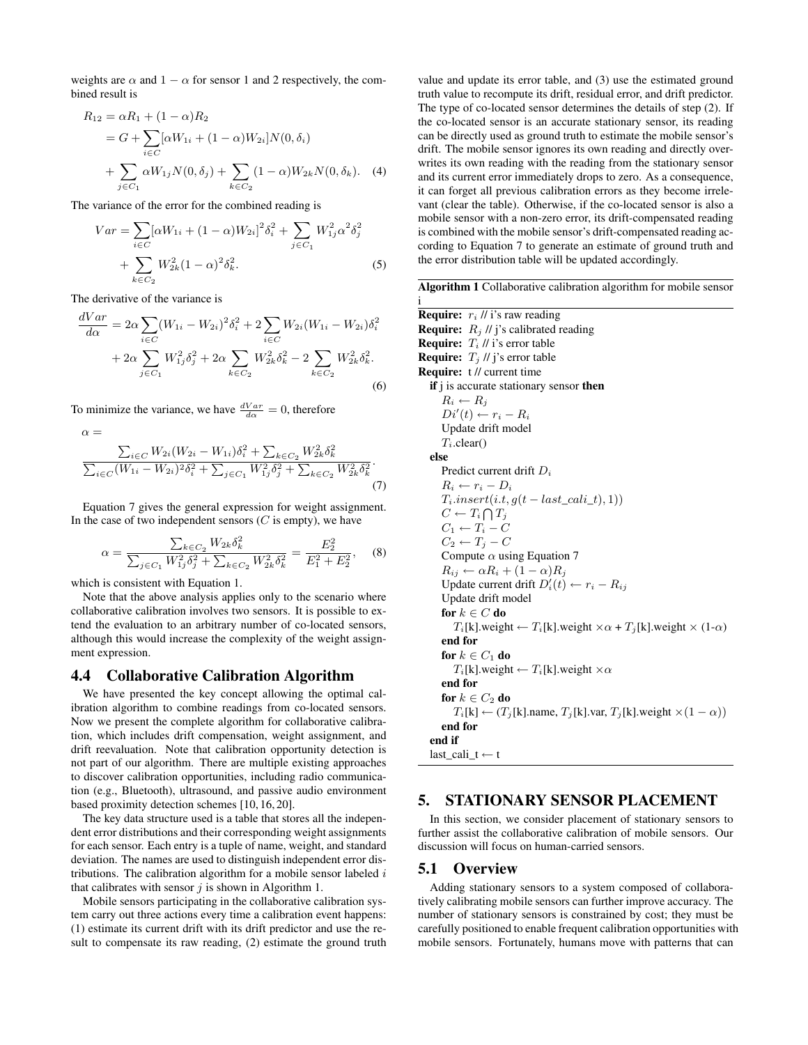weights are $\alpha$ and $1-\alpha$ for sensor 1 and 2 respectively, the combined result is

$$
\begin{aligned}
R_{12} &= \alpha R_1 + (1-\alpha)R_2 \\
&= G + \sum_{i \in C} [\alpha W_{1i} + (1-\alpha) W_{2i}] N(0, \delta_i) \\
&+ \sum_{j \in C_1} \alpha W_{1j} N(0, \delta_j) + \sum_{k \in C_2} (1-\alpha) W_{2k} N(0, \delta_k). \quad (4)
\end{aligned}
$$

The variance of the error for the combined reading is

$$
\begin{aligned}
Var &= \sum_{i \in C} [\alpha W_{1i} + (1-\alpha) W_{2i}]^2 \delta_i^2 + \sum_{j \in C_1} W_{1j}^2 \alpha^2 \delta_j^2 \\
&+ \sum_{k \in C_2} W_{2k}^2 (1-\alpha)^2 \delta_k^2. \quad (5)
\end{aligned}
$$

The derivative of the variance is

$$
\begin{aligned}
\frac{dVar}{d\alpha} &= 2\alpha \sum_{i \in C} (W_{1i} - W_{2i})^2 \delta_i^2 + 2 \sum_{i \in C} W_{2i}(W_{1i} - W_{2i}) \delta_i^2 \\
&+ 2\alpha \sum_{j \in C_1} W_{1j}^2 \delta_j^2 + 2\alpha \sum_{k \in C_2} W_{2k}^2 \delta_k^2 - 2 \sum_{k \in C_2} W_{2k}^2 \delta_k^2. \quad (6)
\end{aligned}
$$

To minimize the variance, we have $\frac{dVar}{d\alpha} = 0$, therefore

$$
\alpha = \frac{\sum_{i \in C} W_{2i}(W_{2i} - W_{1i}) \delta_i^2 + \sum_{k \in C_2} W_{2k}^2 \delta_k^2}{\sum_{i \in C} (W_{1i} - W_{2i})^2 \delta_i^2 + \sum_{j \in C_1} W_{1j}^2 \delta_j^2 + \sum_{k \in C_2} W_{2k}^2 \delta_k^2}. \quad (7)
$$

Equation 7 gives the general expression for weight assignment. In the case of two independent sensors ($C$ is empty), we have

$$
\alpha = \frac{\sum_{k \in C_2} W_{2k} \delta_k^2}{\sum_{j \in C_1} W_{1j}^2 \delta_j^2 + \sum_{k \in C_2} W_{2k}^2 \delta_k^2} = \frac{E_2^2}{E_1^2 + E_2^2}, \quad (8)
$$

which is consistent with Equation 1.

Note that the above analysis applies only to the scenario where collaborative calibration involves two sensors. It is possible to extend the evaluation to an arbitrary number of co-located sensors, although this would increase the complexity of the weight assignment expression.

## 4.4 Collaborative Calibration Algorithm

We have presented the key concept allowing the optimal calibration algorithm to combine readings from co-located sensors. Now we present the complete algorithm for collaborative calibration, which includes drift compensation, weight assignment, and drift reevaluation. Note that calibration opportunity detection is not part of our algorithm. There are multiple existing approaches to discover calibration opportunities, including radio communication (e.g., Bluetooth), ultrasound, and passive audio environment based proximity detection schemes [10, 16, 20].

The key data structure used is a table that stores all the independent error distributions and their corresponding weight assignments for each sensor. Each entry is a tuple of name, weight, and standard deviation. The names are used to distinguish independent error distributions. The calibration algorithm for a mobile sensor labeled $i$ that calibrates with sensor $j$ is shown in Algorithm 1.

Mobile sensors participating in the collaborative calibration system carry out three actions every time a calibration event happens: (1) estimate its current drift with its drift predictor and use the result to compensate its raw reading, (2) estimate the ground truth value and update its error table, and (3) use the estimated ground truth value to recompute its drift, residual error, and drift predictor. The type of co-located sensor determines the details of step (2). If the co-located sensor is an accurate stationary sensor, its reading can be directly used as ground truth to estimate the mobile sensor's drift. The mobile sensor ignores its own reading and directly overwrites its own reading with the reading from the stationary sensor and its current error immediately drops to zero. As a consequence, it can forget all previous calibration errors as they become irrelevant (clear the table). Otherwise, if the co-located sensor is also a mobile sensor with a non-zero error, its drift-compensated reading is combined with the mobile sensor's drift-compensated reading according to Equation 7 to generate an estimate of ground truth and the error distribution table will be updated accordingly.

**Algorithm 1** Collaborative calibration algorithm for mobile sensor i

```
Require: r_i // i's raw reading
Require: R_j // j's calibrated reading
Require: T_i // i's error table
Require: T_j // j's error table
Require: t // current time
  if j is accurate stationary sensor then
    R_i ← R_j
    Di'(t) ← r_i − R_i
    Update drift model
    T_i.clear()
  else
    Predict current drift D_i
    R_i ← r_i − D_i
    T_i.insert(i.t, g(t − last_cali_t), 1))
    C ← T_i ∩ T_j
    C_1 ← T_i − C
    C_2 ← T_j − C
    Compute α using Equation 7
    R_ij ← αR_i + (1 − α)R_j
    Update current drift D'_i(t) ← r_i − R_ij
    Update drift model
    for k ∈ C do
      T_i[k].weight ← T_i[k].weight ×α + T_j[k].weight × (1-α)
    end for
    for k ∈ C_1 do
      T_i[k].weight ← T_i[k].weight ×α
    end for
    for k ∈ C_2 do
      T_i[k] ← (T_j[k].name, T_j[k].var, T_j[k].weight ×(1 − α))
    end for
  end if
  last_cali_t ← t
```

# 5. STATIONARY SENSOR PLACEMENT

In this section, we consider placement of stationary sensors to further assist the collaborative calibration of mobile sensors. Our discussion will focus on human-carried sensors.

## 5.1 Overview

Adding stationary sensors to a system composed of collaboratively calibrating mobile sensors can further improve accuracy. The number of stationary sensors is constrained by cost; they must be carefully positioned to enable frequent calibration opportunities with mobile sensors. Fortunately, humans move with patterns that can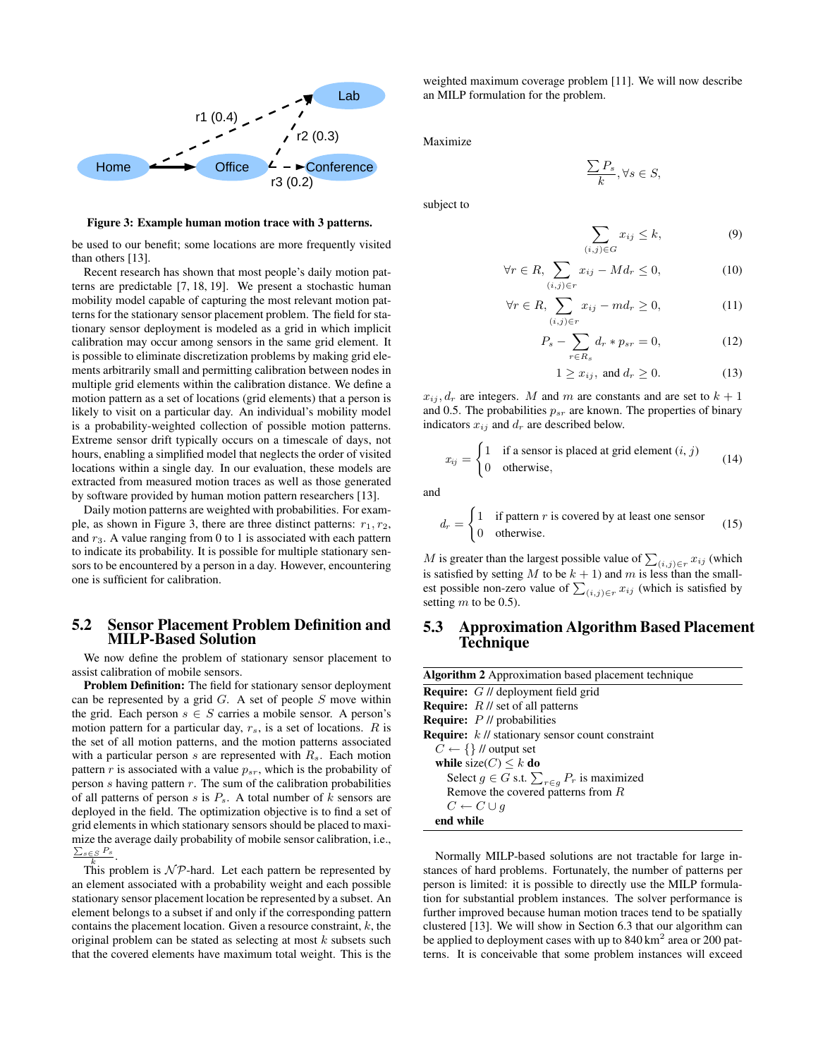Figure 3: Example human motion trace with 3 patterns.

be used to our benefit; some locations are more frequently visited than others [13].

Recent research has shown that most people's daily motion patterns are predictable [7, 18, 19]. We present a stochastic human mobility model capable of capturing the most relevant motion patterns for the stationary sensor placement problem. The field for stationary sensor deployment is modeled as a grid in which implicit calibration may occur among sensors in the same grid element. It is possible to eliminate discretization problems by making grid elements arbitrarily small and permitting calibration between nodes in multiple grid elements within the calibration distance. We define a motion pattern as a set of locations (grid elements) that a person is likely to visit on a particular day. An individual's mobility model is a probability-weighted collection of possible motion patterns. Extreme sensor drift typically occurs on a timescale of days, not hours, enabling a simplified model that neglects the order of visited locations within a single day. In our evaluation, these models are extracted from measured motion traces as well as those generated by software provided by human motion pattern researchers [13].

Daily motion patterns are weighted with probabilities. For example, as shown in Figure 3, there are three distinct patterns: $r_1, r_2$, and $r_3$. A value ranging from 0 to 1 is associated with each pattern to indicate its probability. It is possible for multiple stationary sensors to be encountered by a person in a day. However, encountering one is sufficient for calibration.

## 5.2 Sensor Placement Problem Definition and MILP-Based Solution

We now define the problem of stationary sensor placement to assist calibration of mobile sensors.

**Problem Definition:** The field for stationary sensor deployment can be represented by a grid $G$. A set of people $S$ move within the grid. Each person $s \in S$ carries a mobile sensor. A person's motion pattern for a particular day, $r_s$, is a set of locations. $R$ is the set of all motion patterns, and the motion patterns associated with a particular person $s$ are represented with $R_s$. Each motion pattern $r$ is associated with a value $p_{sr}$, which is the probability of person $s$ having pattern $r$. The sum of the calibration probabilities of all patterns of person $s$ is $P_s$. A total number of $k$ sensors are deployed in the field. The optimization objective is to find a set of grid elements in which stationary sensors should be placed to maximize the average daily probability of mobile sensor calibration, i.e., $\frac{\sum_{s \in S} P_s}{k}$.

This problem is $\mathcal{NP}$-hard. Let each pattern be represented by an element associated with a probability weight and each possible stationary sensor placement location be represented by a subset. An element belongs to a subset if and only if the corresponding pattern contains the placement location. Given a resource constraint, $k$, the original problem can be stated as selecting at most $k$ subsets such that the covered elements have maximum total weight. This is the weighted maximum coverage problem [11]. We will now describe an MILP formulation for the problem.

Maximize

$$\frac{\sum P_s}{k}, \forall s \in S,$$

subject to

$$\sum_{(i,j) \in G} x_{ij} \leq k, \tag{9}$$

$$\forall r \in R, \sum_{(i,j) \in r} x_{ij} - M d_r \leq 0, \tag{10}$$

$$\forall r \in R, \sum_{(i,j) \in r} x_{ij} - m d_r \geq 0, \tag{11}$$

$$P_s - \sum_{r \in R_s} d_r * p_{sr} = 0, \tag{12}$$

$$1 \geq x_{ij}, \text{ and } d_r \geq 0. \tag{13}$$

$x_{ij}, d_r$ are integers. $M$ and $m$ are constants and are set to $k+1$ and 0.5. The probabilities $p_{sr}$ are known. The properties of binary indicators $x_{ij}$ and $d_r$ are described below.

$$x_{ij} = \begin{cases} 1 & \text{if a sensor is placed at grid element } (i, j) \\ 0 & \text{otherwise,} \end{cases} \tag{14}$$

and

$$d_r = \begin{cases} 1 & \text{if pattern } r \text{ is covered by at least one sensor} \\ 0 & \text{otherwise.} \end{cases} \tag{15}$$

$M$ is greater than the largest possible value of $\sum_{(i,j) \in r} x_{ij}$ (which is satisfied by setting $M$ to be $k+1$) and $m$ is less than the smallest possible non-zero value of $\sum_{(i,j) \in r} x_{ij}$ (which is satisfied by setting $m$ to be 0.5).

## 5.3 Approximation Algorithm Based Placement Technique

**Algorithm 2** Approximation based placement technique

```
Require: G // deployment field grid
Require: R // set of all patterns
Require: P // probabilities
Require: k // stationary sensor count constraint
  C ← {} // output set
  while size(C) ≤ k do
    Select g ∈ G s.t. Σ_{r∈g} P_r is maximized
    Remove the covered patterns from R
    C ← C ∪ g
  end while
```

Normally MILP-based solutions are not tractable for large instances of hard problems. Fortunately, the number of patterns per person is limited: it is possible to directly use the MILP formulation for substantial problem instances. The solver performance is further improved because human motion traces tend to be spatially clustered [13]. We will show in Section 6.3 that our algorithm can be applied to deployment cases with up to 840 $km^2$ area or 200 patterns. It is conceivable that some problem instances will exceed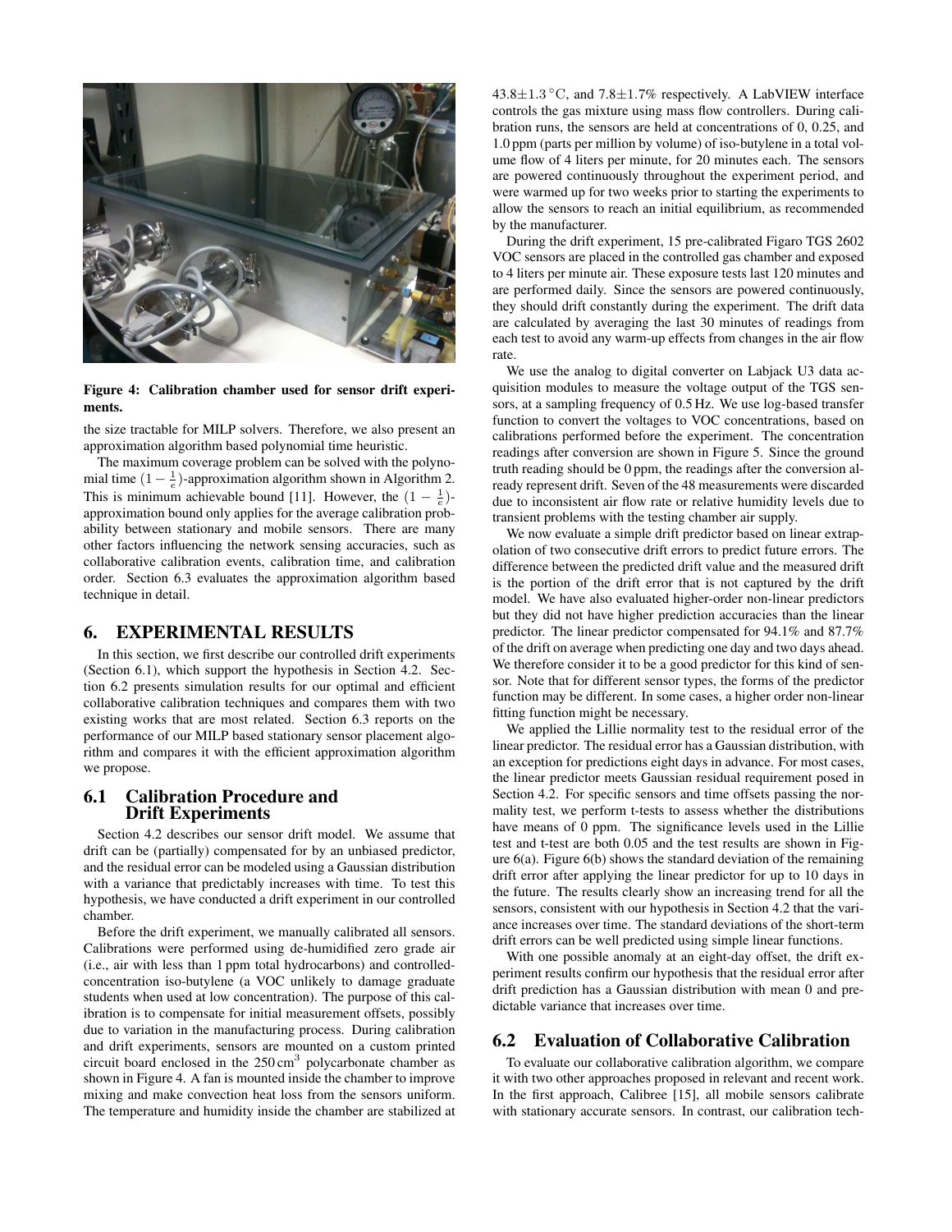Figure 4: Calibration chamber used for sensor drift experiments.

the size tractable for MILP solvers. Therefore, we also present an approximation algorithm based polynomial time heuristic.

The maximum coverage problem can be solved with the polynomial time $(1 - \frac{1}{e})$-approximation algorithm shown in Algorithm 2. This is minimum achievable bound [11]. However, the $(1 - \frac{1}{e})$-approximation bound only applies for the average calibration probability between stationary and mobile sensors. There are many other factors influencing the network sensing accuracies, such as collaborative calibration events, calibration time, and calibration order. Section 6.3 evaluates the approximation algorithm based technique in detail.

## 6. EXPERIMENTAL RESULTS

In this section, we first describe our controlled drift experiments (Section 6.1), which support the hypothesis in Section 4.2. Section 6.2 presents simulation results for our optimal and efficient collaborative calibration techniques and compares them with two existing works that are most related. Section 6.3 reports on the performance of our MILP based stationary sensor placement algorithm and compares it with the efficient approximation algorithm we propose.

### 6.1 Calibration Procedure and Drift Experiments

Section 4.2 describes our sensor drift model. We assume that drift can be (partially) compensated for by an unbiased predictor, and the residual error can be modeled using a Gaussian distribution with a variance that predictably increases with time. To test this hypothesis, we have conducted a drift experiment in our controlled chamber.

Before the drift experiment, we manually calibrated all sensors. Calibrations were performed using de-humidified zero grade air (i.e., air with less than 1 ppm total hydrocarbons) and controlled-concentration iso-butylene (a VOC unlikely to damage graduate students when used at low concentration). The purpose of this calibration is to compensate for initial measurement offsets, possibly due to variation in the manufacturing process. During calibration and drift experiments, sensors are mounted on a custom printed circuit board enclosed in the $250\,\text{cm}^3$ polycarbonate chamber as shown in Figure 4. A fan is mounted inside the chamber to improve mixing and make convection heat loss from the sensors uniform. The temperature and humidity inside the chamber are stabilized at $43.8{\pm}1.3\,^{\circ}$C, and $7.8{\pm}1.7$% respectively. A LabVIEW interface controls the gas mixture using mass flow controllers. During calibration runs, the sensors are held at concentrations of 0, 0.25, and 1.0 ppm (parts per million by volume) of iso-butylene in a total volume flow of 4 liters per minute, for 20 minutes each. The sensors are powered continuously throughout the experiment period, and were warmed up for two weeks prior to starting the experiments to allow the sensors to reach an initial equilibrium, as recommended by the manufacturer.

During the drift experiment, 15 pre-calibrated Figaro TGS 2602 VOC sensors are placed in the controlled gas chamber and exposed to 4 liters per minute air. These exposure tests last 120 minutes and are performed daily. Since the sensors are powered continuously, they should drift constantly during the experiment. The drift data are calculated by averaging the last 30 minutes of readings from each test to avoid any warm-up effects from changes in the air flow rate.

We use the analog to digital converter on Labjack U3 data acquisition modules to measure the voltage output of the TGS sensors, at a sampling frequency of 0.5 Hz. We use log-based transfer function to convert the voltages to VOC concentrations, based on calibrations performed before the experiment. The concentration readings after conversion are shown in Figure 5. Since the ground truth reading should be 0 ppm, the readings after the conversion already represent drift. Seven of the 48 measurements were discarded due to inconsistent air flow rate or relative humidity levels due to transient problems with the testing chamber air supply.

We now evaluate a simple drift predictor based on linear extrapolation of two consecutive drift errors to predict future errors. The difference between the predicted drift value and the measured drift is the portion of the drift error that is not captured by the drift model. We have also evaluated higher-order non-linear predictors but they did not have higher prediction accuracies than the linear predictor. The linear predictor compensated for 94.1% and 87.7% of the drift on average when predicting one day and two days ahead. We therefore consider it to be a good predictor for this kind of sensor. Note that for different sensor types, the forms of the predictor function may be different. In some cases, a higher order non-linear fitting function might be necessary.

We applied the Lillie normality test to the residual error of the linear predictor. The residual error has a Gaussian distribution, with an exception for predictions eight days in advance. For most cases, the linear predictor meets Gaussian residual requirement posed in Section 4.2. For specific sensors and time offsets passing the normality test, we perform t-tests to assess whether the distributions have means of 0 ppm. The significance levels used in the Lillie test and t-test are both 0.05 and the test results are shown in Figure 6(a). Figure 6(b) shows the standard deviation of the remaining drift error after applying the linear predictor for up to 10 days in the future. The results clearly show an increasing trend for all the sensors, consistent with our hypothesis in Section 4.2 that the variance increases over time. The standard deviations of the short-term drift errors can be well predicted using simple linear functions.

With one possible anomaly at an eight-day offset, the drift experiment results confirm our hypothesis that the residual error after drift prediction has a Gaussian distribution with mean 0 and predictable variance that increases over time.

### 6.2 Evaluation of Collaborative Calibration

To evaluate our collaborative calibration algorithm, we compare it with two other approaches proposed in relevant and recent work. In the first approach, Calibree [15], all mobile sensors calibrate with stationary accurate sensors. In contrast, our calibration tech-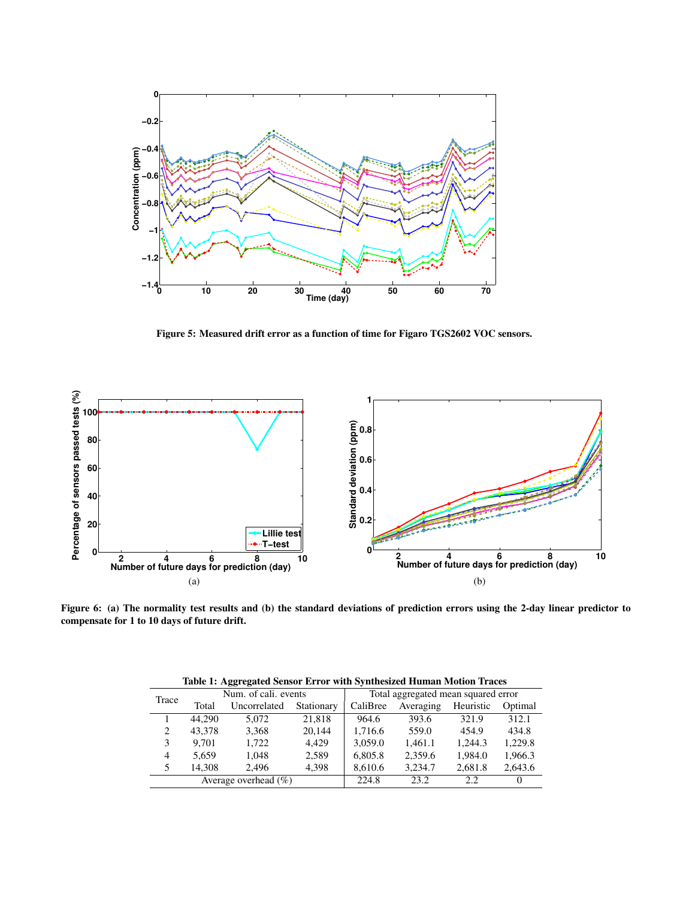Figure 5: Measured drift error as a function of time for Figaro TGS2602 VOC sensors.

(a)

(b)

Figure 6: (a) The normality test results and (b) the standard deviations of prediction errors using the 2-day linear predictor to compensate for 1 to 10 days of future drift.

**Table 1: Aggregated Sensor Error with Synthesized Human Motion Traces**

| Trace | Num. of cali. events | | | Total aggregated mean squared error | | | |
|---|---|---|---|---|---|---|---|
| | Total | Uncorrelated | Stationary | CaliBree | Averaging | Heuristic | Optimal |
| 1 | 44,290 | 5,072 | 21,818 | 964.6 | 393.6 | 321.9 | 312.1 |
| 2 | 43,378 | 3,368 | 20,144 | 1,716.6 | 559.0 | 454.9 | 434.8 |
| 3 | 9,701 | 1,722 | 4,429 | 3,059.0 | 1,461.1 | 1,244.3 | 1,229.8 |
| 4 | 5,659 | 1,048 | 2,589 | 6,805.8 | 2,359.6 | 1,984.0 | 1,966.3 |
| 5 | 14,308 | 2,496 | 4,398 | 8,610.6 | 3,234.7 | 2,681.8 | 2,643.6 |
| Average overhead (%) | | | | 224.8 | 23.2 | 2.2 | 0 |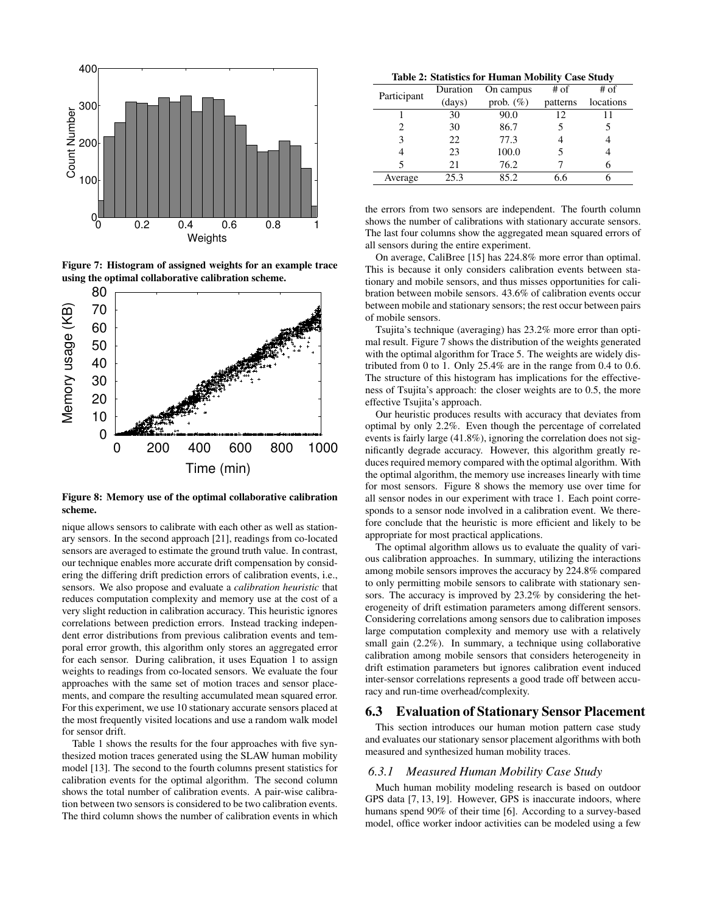Figure 7: Histogram of assigned weights for an example trace using the optimal collaborative calibration scheme.

Figure 8: Memory use of the optimal collaborative calibration scheme.

nique allows sensors to calibrate with each other as well as stationary sensors. In the second approach [21], readings from co-located sensors are averaged to estimate the ground truth value. In contrast, our technique enables more accurate drift compensation by considering the differing drift prediction errors of calibration events, i.e., sensors. We also propose and evaluate a *calibration heuristic* that reduces computation complexity and memory use at the cost of a very slight reduction in calibration accuracy. This heuristic ignores correlations between prediction errors. Instead tracking independent error distributions from previous calibration events and temporal error growth, this algorithm only stores an aggregated error for each sensor. During calibration, it uses Equation 1 to assign weights to readings from co-located sensors. We evaluate the four approaches with the same set of motion traces and sensor placements, and compare the resulting accumulated mean squared error. For this experiment, we use 10 stationary accurate sensors placed at the most frequently visited locations and use a random walk model for sensor drift.

Table 1 shows the results for the four approaches with five synthesized motion traces generated using the SLAW human mobility model [13]. The second to the fourth columns present statistics for calibration events for the optimal algorithm. The second column shows the total number of calibration events. A pair-wise calibration between two sensors is considered to be two calibration events. The third column shows the number of calibration events in which the errors from two sensors are independent. The fourth column shows the number of calibrations with stationary accurate sensors. The last four columns show the aggregated mean squared errors of all sensors during the entire experiment.

On average, CaliBree [15] has 224.8% more error than optimal. This is because it only considers calibration events between stationary and mobile sensors, and thus misses opportunities for calibration between mobile sensors. 43.6% of calibration events occur between mobile and stationary sensors; the rest occur between pairs of mobile sensors.

Tsujita's technique (averaging) has 23.2% more error than optimal result. Figure 7 shows the distribution of the weights generated with the optimal algorithm for Trace 5. The weights are widely distributed from 0 to 1. Only 25.4% are in the range from 0.4 to 0.6. The structure of this histogram has implications for the effectiveness of Tsujita's approach: the closer weights are to 0.5, the more effective Tsujita's approach.

Our heuristic produces results with accuracy that deviates from optimal by only 2.2%. Even though the percentage of correlated events is fairly large (41.8%), ignoring the correlation does not significantly degrade accuracy. However, this algorithm greatly reduces required memory compared with the optimal algorithm. With the optimal algorithm, the memory use increases linearly with time for most sensors. Figure 8 shows the memory use over time for all sensor nodes in our experiment with trace 1. Each point corresponds to a sensor node involved in a calibration event. We therefore conclude that the heuristic is more efficient and likely to be appropriate for most practical applications.

The optimal algorithm allows us to evaluate the quality of various calibration approaches. In summary, utilizing the interactions among mobile sensors improves the accuracy by 224.8% compared to only permitting mobile sensors to calibrate with stationary sensors. The accuracy is improved by 23.2% by considering the heterogeneity of drift estimation parameters among different sensors. Considering correlations among sensors due to calibration imposes large computation complexity and memory use with a relatively small gain (2.2%). In summary, a technique using collaborative calibration among mobile sensors that considers heterogeneity in drift estimation parameters but ignores calibration event induced inter-sensor correlations represents a good trade off between accuracy and run-time overhead/complexity.

**Table 2: Statistics for Human Mobility Case Study**

| Participant | Duration (days) | On campus prob. (%) | # of patterns | # of locations |
|---|---|---|---|---|
| 1 | 30 | 90.0 | 12 | 11 |
| 2 | 30 | 86.7 | 5 | 5 |
| 3 | 22 | 77.3 | 4 | 4 |
| 4 | 23 | 100.0 | 5 | 4 |
| 5 | 21 | 76.2 | 7 | 6 |
| Average | 25.3 | 85.2 | 6.6 | 6 |

## 6.3 Evaluation of Stationary Sensor Placement

This section introduces our human motion pattern case study and evaluates our stationary sensor placement algorithms with both measured and synthesized human mobility traces.

### 6.3.1 Measured Human Mobility Case Study

Much human mobility modeling research is based on outdoor GPS data [7, 13, 19]. However, GPS is inaccurate indoors, where humans spend 90% of their time [6]. According to a survey-based model, office worker indoor activities can be modeled using a few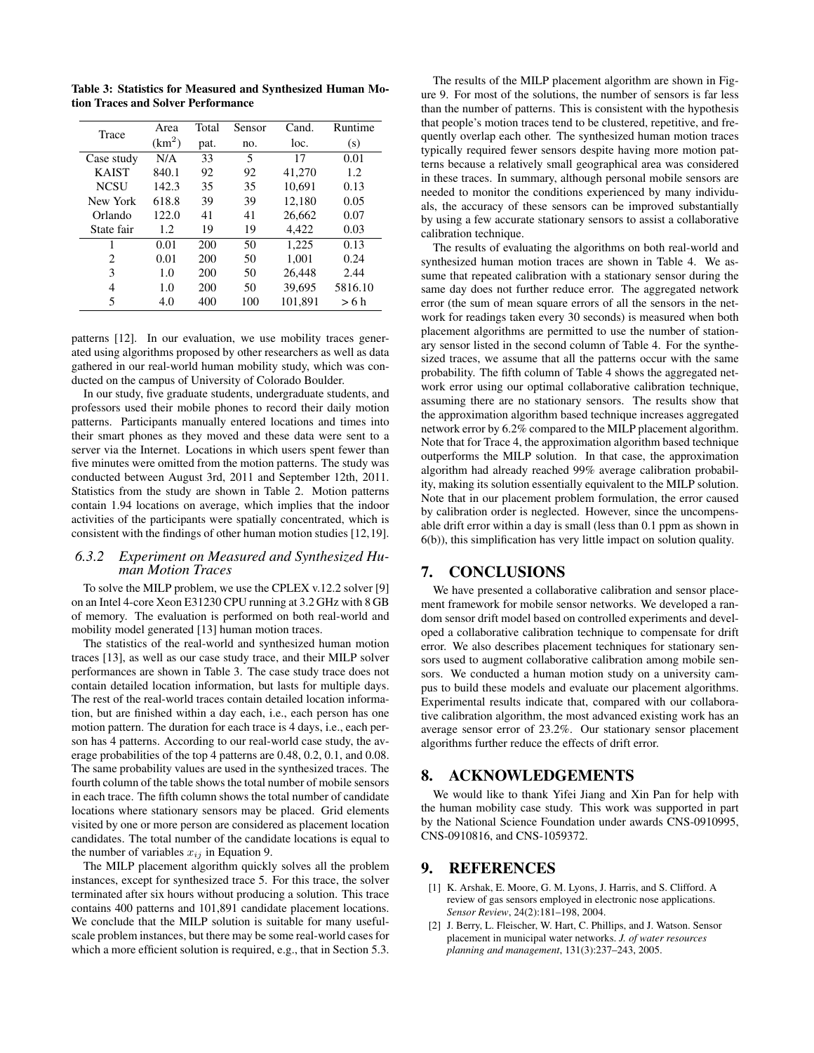**Table 3: Statistics for Measured and Synthesized Human Motion Traces and Solver Performance**

| Trace | Area ($\text{km}^2$) | Total pat. | Sensor no. | Cand. loc. | Runtime (s) |
|---|---|---|---|---|---|
| Case study | N/A | 33 | 5 | 17 | 0.01 |
| KAIST | 840.1 | 92 | 92 | 41,270 | 1.2 |
| NCSU | 142.3 | 35 | 35 | 10,691 | 0.13 |
| New York | 618.8 | 39 | 39 | 12,180 | 0.05 |
| Orlando | 122.0 | 41 | 41 | 26,662 | 0.07 |
| State fair | 1.2 | 19 | 19 | 4,422 | 0.03 |
| 1 | 0.01 | 200 | 50 | 1,225 | 0.13 |
| 2 | 0.01 | 200 | 50 | 1,001 | 0.24 |
| 3 | 1.0 | 200 | 50 | 26,448 | 2.44 |
| 4 | 1.0 | 200 | 50 | 39,695 | 5816.10 |
| 5 | 4.0 | 400 | 100 | 101,891 | > 6 h |

patterns [12]. In our evaluation, we use mobility traces generated using algorithms proposed by other researchers as well as data gathered in our real-world human mobility study, which was conducted on the campus of University of Colorado Boulder.

In our study, five graduate students, undergraduate students, and professors used their mobile phones to record their daily motion patterns. Participants manually entered locations and times into their smart phones as they moved and these data were sent to a server via the Internet. Locations in which users spent fewer than five minutes were omitted from the motion patterns. The study was conducted between August 3rd, 2011 and September 12th, 2011. Statistics from the study are shown in Table 2. Motion patterns contain 1.94 locations on average, which implies that the indoor activities of the participants were spatially concentrated, which is consistent with the findings of other human motion studies [12,19].

### 6.3.2 Experiment on Measured and Synthesized Human Motion Traces

To solve the MILP problem, we use the CPLEX v.12.2 solver [9] on an Intel 4-core Xeon E31230 CPU running at 3.2 GHz with 8 GB of memory. The evaluation is performed on both real-world and mobility model generated [13] human motion traces.

The statistics of the real-world and synthesized human motion traces [13], as well as our case study trace, and their MILP solver performances are shown in Table 3. The case study trace does not contain detailed location information, but lasts for multiple days. The rest of the real-world traces contain detailed location information, but are finished within a day each, i.e., each person has one motion pattern. The duration for each trace is 4 days, i.e., each person has 4 patterns. According to our real-world case study, the average probabilities of the top 4 patterns are 0.48, 0.2, 0.1, and 0.08. The same probability values are used in the synthesized traces. The fourth column of the table shows the total number of mobile sensors in each trace. The fifth column shows the total number of candidate locations where stationary sensors may be placed. Grid elements visited by one or more person are considered as placement location candidates. The total number of the candidate locations is equal to the number of variables $x_{ij}$ in Equation 9.

The MILP placement algorithm quickly solves all the problem instances, except for synthesized trace 5. For this trace, the solver terminated after six hours without producing a solution. This trace contains 400 patterns and 101,891 candidate placement locations. We conclude that the MILP solution is suitable for many useful-scale problem instances, but there may be some real-world cases for which a more efficient solution is required, e.g., that in Section 5.3.

The results of the MILP placement algorithm are shown in Figure 9. For most of the solutions, the number of sensors is far less than the number of patterns. This is consistent with the hypothesis that people's motion traces tend to be clustered, repetitive, and frequently overlap each other. The synthesized human motion traces typically required fewer sensors despite having more motion patterns because a relatively small geographical area was considered in these traces. In summary, although personal mobile sensors are needed to monitor the conditions experienced by many individuals, the accuracy of these sensors can be improved substantially by using a few accurate stationary sensors to assist a collaborative calibration technique.

The results of evaluating the algorithms on both real-world and synthesized human motion traces are shown in Table 4. We assume that repeated calibration with a stationary sensor during the same day does not further reduce error. The aggregated network error (the sum of mean square errors of all the sensors in the network for readings taken every 30 seconds) is measured when both placement algorithms are permitted to use the number of stationary sensor listed in the second column of Table 4. For the synthesized traces, we assume that all the patterns occur with the same probability. The fifth column of Table 4 shows the aggregated network error using our optimal collaborative calibration technique, assuming there are no stationary sensors. The results show that the approximation algorithm based technique increases aggregated network error by 6.2% compared to the MILP placement algorithm. Note that for Trace 4, the approximation algorithm based technique outperforms the MILP solution. In that case, the approximation algorithm had already reached 99% average calibration probability, making its solution essentially equivalent to the MILP solution. Note that in our placement problem formulation, the error caused by calibration order is neglected. However, since the uncompensable drift error within a day is small (less than 0.1 ppm as shown in 6(b)), this simplification has very little impact on solution quality.

## 7. CONCLUSIONS

We have presented a collaborative calibration and sensor placement framework for mobile sensor networks. We developed a random sensor drift model based on controlled experiments and developed a collaborative calibration technique to compensate for drift error. We also describes placement techniques for stationary sensors used to augment collaborative calibration among mobile sensors. We conducted a human motion study on a university campus to build these models and evaluate our placement algorithms. Experimental results indicate that, compared with our collaborative calibration algorithm, the most advanced existing work has an average sensor error of 23.2%. Our stationary sensor placement algorithms further reduce the effects of drift error.

## 8. ACKNOWLEDGEMENTS

We would like to thank Yifei Jiang and Xin Pan for help with the human mobility case study. This work was supported in part by the National Science Foundation under awards CNS-0910995, CNS-0910816, and CNS-1059372.

## 9. REFERENCES

[1] K. Arshak, E. Moore, G. M. Lyons, J. Harris, and S. Clifford. A review of gas sensors employed in electronic nose applications. *Sensor Review*, 24(2):181–198, 2004.

[2] J. Berry, L. Fleischer, W. Hart, C. Phillips, and J. Watson. Sensor placement in municipal water networks. *J. of water resources planning and management*, 131(3):237–243, 2005.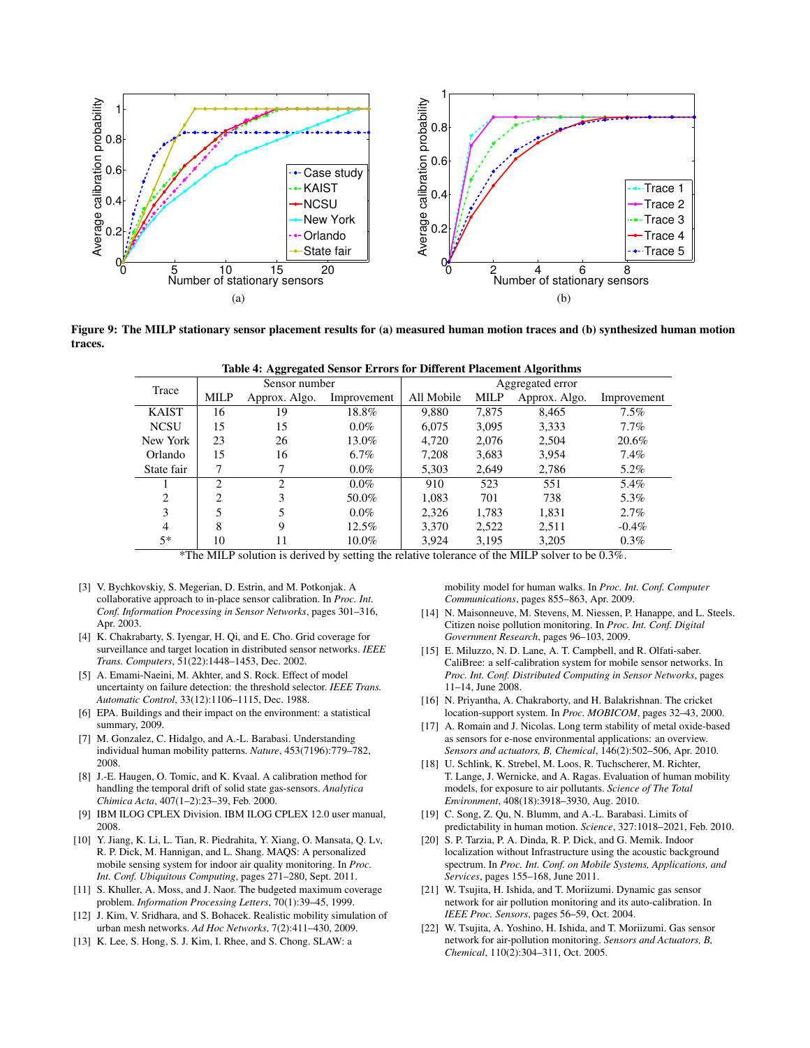Average calibration probability

Number of stationary sensors

0, 5, 10, 15, 20

0, 0.2, 0.4, 0.6, 0.8, 1

Case study
KAIST
NCSU
New York
Orlando
State fair

(a)

Average calibration probability

Number of stationary sensors

0, 2, 4, 6, 8

0, 0.2, 0.4, 0.6, 0.8, 1

Trace 1
Trace 2
Trace 3
Trace 4
Trace 5

(b)

**Figure 9: The MILP stationary sensor placement results for (a) measured human motion traces and (b) synthesized human motion traces.**

**Table 4: Aggregated Sensor Errors for Different Placement Algorithms**

| Trace | Sensor number | | | Aggregated error | | | |
|---|---|---|---|---|---|---|---|
| | MILP | Approx. Algo. | Improvement | All Mobile | MILP | Approx. Algo. | Improvement |
| KAIST | 16 | 19 | 18.8% | 9,880 | 7,875 | 8,465 | 7.5% |
| NCSU | 15 | 15 | 0.0% | 6,075 | 3,095 | 3,333 | 7.7% |
| New York | 23 | 26 | 13.0% | 4,720 | 2,076 | 2,504 | 20.6% |
| Orlando | 15 | 16 | 6.7% | 7,208 | 3,683 | 3,954 | 7.4% |
| State fair | 7 | 7 | 0.0% | 5,303 | 2,649 | 2,786 | 5.2% |
| 1 | 2 | 2 | 0.0% | 910 | 523 | 551 | 5.4% |
| 2 | 2 | 3 | 50.0% | 1,083 | 701 | 738 | 5.3% |
| 3 | 5 | 5 | 0.0% | 2,326 | 1,783 | 1,831 | 2.7% |
| 4 | 8 | 9 | 12.5% | 3,370 | 2,522 | 2,511 | -0.4% |
| 5* | 10 | 11 | 10.0% | 3,924 | 3,195 | 3,205 | 0.3% |

*The MILP solution is derived by setting the relative tolerance of the MILP solver to be 0.3%.

[3] V. Bychkovskiy, S. Megerian, D. Estrin, and M. Potkonjak. A collaborative approach to in-place sensor calibration. In *Proc. Int. Conf. Information Processing in Sensor Networks*, pages 301–316, Apr. 2003.

[4] K. Chakrabarty, S. Iyengar, H. Qi, and E. Cho. Grid coverage for surveillance and target location in distributed sensor networks. *IEEE Trans. Computers*, 51(22):1448–1453, Dec. 2002.

[5] A. Emami-Naeini, M. Akhter, and S. Rock. Effect of model uncertainty on failure detection: the threshold selector. *IEEE Trans. Automatic Control*, 33(12):1106–1115, Dec. 1988.

[6] EPA. Buildings and their impact on the environment: a statistical summary, 2009.

[7] M. Gonzalez, C. Hidalgo, and A.-L. Barabasi. Understanding individual human mobility patterns. *Nature*, 453(7196):779–782, 2008.

[8] J.-E. Haugen, O. Tomic, and K. Kvaal. A calibration method for handling the temporal drift of solid state gas-sensors. *Analytica Chimica Acta*, 407(1–2):23–39, Feb. 2000.

[9] IBM ILOG CPLEX Division. IBM ILOG CPLEX 12.0 user manual, 2008.

[10] Y. Jiang, K. Li, L. Tian, R. Piedrahita, Y. Xiang, O. Mansata, Q. Lv, R. P. Dick, M. Hannigan, and L. Shang. MAQS: A personalized mobile sensing system for indoor air quality monitoring. In *Proc. Int. Conf. Ubiquitous Computing*, pages 271–280, Sept. 2011.

[11] S. Khuller, A. Moss, and J. Naor. The budgeted maximum coverage problem. *Information Processing Letters*, 70(1):39–45, 1999.

[12] J. Kim, V. Sridhara, and S. Bohacek. Realistic mobility simulation of urban mesh networks. *Ad Hoc Networks*, 7(2):411–430, 2009.

[13] K. Lee, S. Hong, S. J. Kim, I. Rhee, and S. Chong. SLAW: a mobility model for human walks. In *Proc. Int. Conf. Computer Communications*, pages 855–863, Apr. 2009.

[14] N. Maisonneuve, M. Stevens, M. Niessen, P. Hanappe, and L. Steels. Citizen noise pollution monitoring. In *Proc. Int. Conf. Digital Government Research*, pages 96–103, 2009.

[15] E. Miluzzo, N. D. Lane, A. T. Campbell, and R. Olfati-saber. CaliBree: a self-calibration system for mobile sensor networks. In *Proc. Int. Conf. Distributed Computing in Sensor Networks*, pages 11–14, June 2008.

[16] N. Priyantha, A. Chakraborty, and H. Balakrishnan. The cricket location-support system. In *Proc. MOBICOM*, pages 32–43, 2000.

[17] A. Romain and J. Nicolas. Long term stability of metal oxide-based as sensors for e-nose environmental applications: an overview. *Sensors and actuators, B, Chemical*, 146(2):502–506, Apr. 2010.

[18] U. Schlink, K. Strebel, M. Loos, R. Tuchscherer, M. Richter, T. Lange, J. Wernicke, and A. Ragas. Evaluation of human mobility models, for exposure to air pollutants. *Science of The Total Environment*, 408(18):3918–3930, Aug. 2010.

[19] C. Song, Z. Qu, N. Blumm, and A.-L. Barabasi. Limits of predictability in human motion. *Science*, 327:1018–2021, Feb. 2010.

[20] S. P. Tarzia, P. A. Dinda, R. P. Dick, and G. Memik. Indoor localization without Infrastructure using the acoustic background spectrum. In *Proc. Int. Conf. on Mobile Systems, Applications, and Services*, pages 155–168, June 2011.

[21] W. Tsujita, H. Ishida, and T. Moriizumi. Dynamic gas sensor network for air pollution monitoring and its auto-calibration. In *IEEE Proc. Sensors*, pages 56–59, Oct. 2004.

[22] W. Tsujita, A. Yoshino, H. Ishida, and T. Moriizumi. Gas sensor network for air-pollution monitoring. *Sensors and Actuators, B, Chemical*, 110(2):304–311, Oct. 2005.